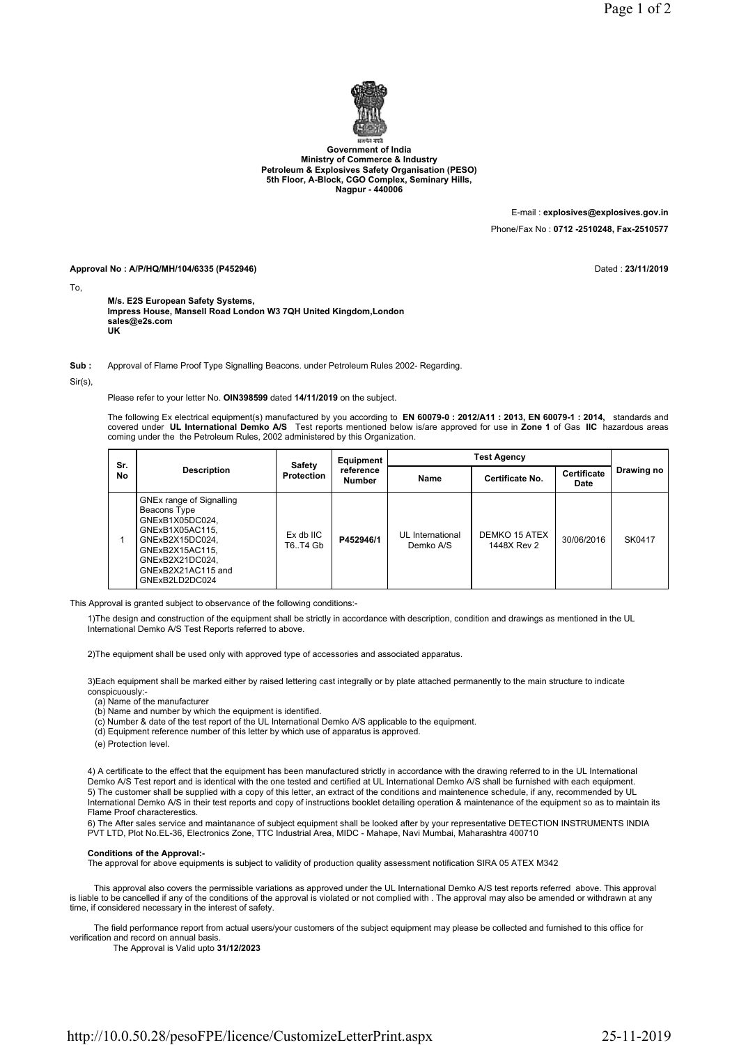**Government of India**
**Ministry of Commerce & Industry**
**Petroleum & Explosives Safety Organisation (PESO)**
**5th Floor, A-Block, CGO Complex, Seminary Hills,**
**Nagpur - 440006**

E-mail : **explosives@explosives.gov.in**

Phone/Fax No : **0712 -2510248, Fax-2510577**

**Approval No : A/P/HQ/MH/104/6335 (P452946)**

Dated : **23/11/2019**

To,

**M/s. E2S European Safety Systems,**
**Impress House, Mansell Road London W3 7QH United Kingdom,London**
**sales@e2s.com**
**UK**

**Sub :** Approval of Flame Proof Type Signalling Beacons. under Petroleum Rules 2002- Regarding.

Sir(s),

Please refer to your letter No. **OIN398599** dated **14/11/2019** on the subject.

The following Ex electrical equipment(s) manufactured by you according to **EN 60079-0 : 2012/A11 : 2013, EN 60079-1 : 2014,** standards and covered under **UL International Demko A/S** Test reports mentioned below is/are approved for use in **Zone 1** of Gas **IIC** hazardous areas coming under the the Petroleum Rules, 2002 administered by this Organization.

| Sr. No | Description | Safety Protection | Equipment reference Number | Test Agency | | | Drawing no |
|---|---|---|---|---|---|---|---|
| | | | | Name | Certificate No. | Certificate Date | |
| 1 | GNEx range of Signalling Beacons Type GNExB1X05DC024, GNExB1X05AC115, GNExB2X15DC024, GNExB2X15AC115, GNExB2X21DC024, GNExB2X21AC115 and GNExB2LD2DC024 | Ex db IIC T6..T4 Gb | **P452946/1** | UL International Demko A/S | DEMKO 15 ATEX 1448X Rev 2 | 30/06/2016 | SK0417 |

This Approval is granted subject to observance of the following conditions:-

1)The design and construction of the equipment shall be strictly in accordance with description, condition and drawings as mentioned in the UL International Demko A/S Test Reports referred to above.

2)The equipment shall be used only with approved type of accessories and associated apparatus.

3)Each equipment shall be marked either by raised lettering cast integrally or by plate attached permanently to the main structure to indicate conspicuously:-

(a) Name of the manufacturer
(b) Name and number by which the equipment is identified.
(c) Number & date of the test report of the UL International Demko A/S applicable to the equipment.
(d) Equipment reference number of this letter by which use of apparatus is approved.
(e) Protection level.

4) A certificate to the effect that the equipment has been manufactured strictly in accordance with the drawing referred to in the UL International Demko A/S Test report and is identical with the one tested and certified at UL International Demko A/S shall be furnished with each equipment.
5) The customer shall be supplied with a copy of this letter, an extract of the conditions and maintenence schedule, if any, recommended by UL International Demko A/S in their test reports and copy of instructions booklet detailing operation & maintenance of the equipment so as to maintain its Flame Proof characterestics.
6) The After sales service and maintanance of subject equipment shall be looked after by your representative DETECTION INSTRUMENTS INDIA PVT LTD, Plot No.EL-36, Electronics Zone, TTC Industrial Area, MIDC - Mahape, Navi Mumbai, Maharashtra 400710

**Conditions of the Approval:-**
The approval for above equipments is subject to validity of production quality assessment notification SIRA 05 ATEX M342

This approval also covers the permissible variations as approved under the UL International Demko A/S test reports referred above. This approval is liable to be cancelled if any of the conditions of the approval is violated or not complied with . The approval may also be amended or withdrawn at any time, if considered necessary in the interest of safety.

The field performance report from actual users/your customers of the subject equipment may please be collected and furnished to this office for verification and record on annual basis.
The Approval is Valid upto **31/12/2023**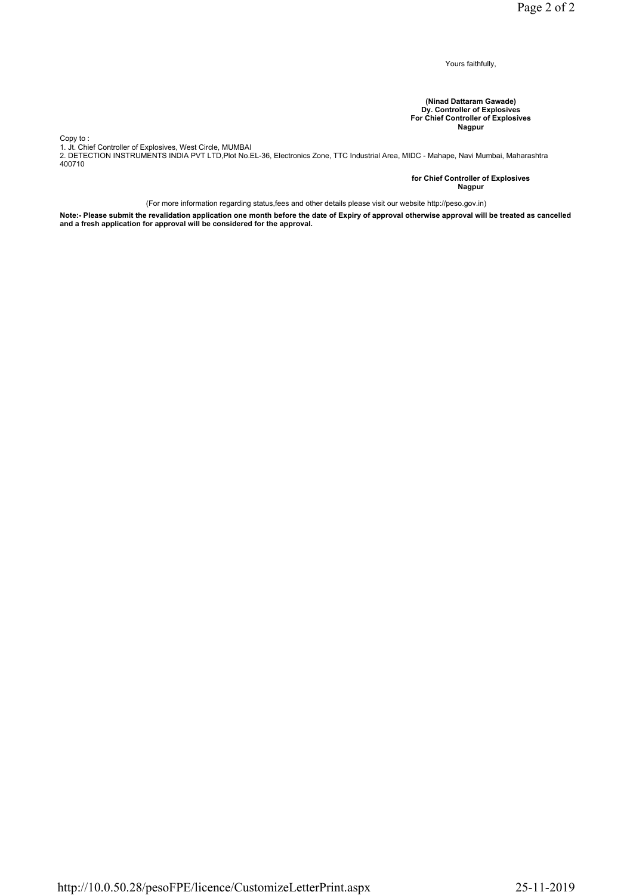Yours faithfully,

**(Ninad Dattaram Gawade)**
**Dy. Controller of Explosives**
**For Chief Controller of Explosives**
**Nagpur**

Copy to :

1. Jt. Chief Controller of Explosives, West Circle, MUMBAI
2. DETECTION INSTRUMENTS INDIA PVT LTD,Plot No.EL-36, Electronics Zone, TTC Industrial Area, MIDC - Mahape, Navi Mumbai, Maharashtra 400710

**for Chief Controller of Explosives**
**Nagpur**

(For more information regarding status,fees and other details please visit our website http://peso.gov.in)

**Note:- Please submit the revalidation application one month before the date of Expiry of approval otherwise approval will be treated as cancelled and a fresh application for approval will be considered for the approval.**